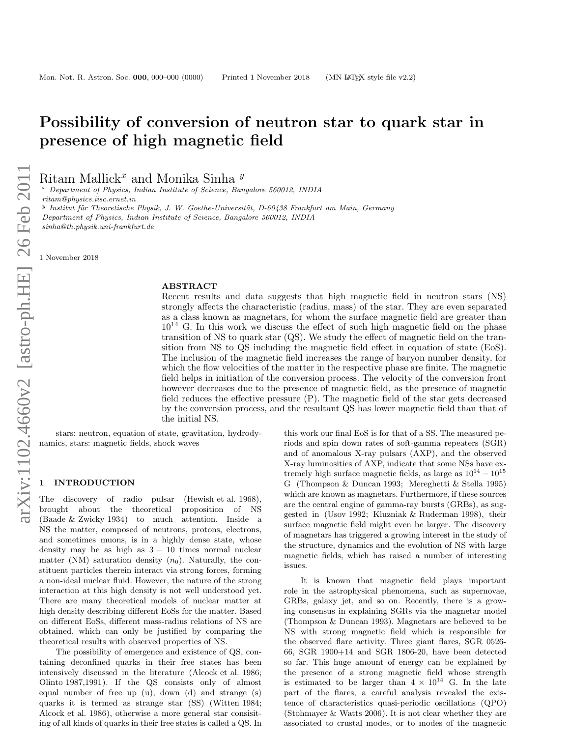# Possibility of conversion of neutron star to quark star in presence of high magnetic field

Ritam Mallick[x] and Monika Sinha [y]

[x] *Department of Physics, Indian Institute of Science, Bangalore 560012, INDIA*
*ritam@physics.iisc.ernet.in*
[y] *Institut für Theoretische Physik, J. W. Goethe-Universität, D-60438 Frankfurt am Main, Germany*
*Department of Physics, Indian Institute of Science, Bangalore 560012, INDIA*
*sinha@th.physik.uni-frankfurt.de*

1 November 2018

## ABSTRACT

Recent results and data suggests that high magnetic field in neutron stars (NS) strongly affects the characteristic (radius, mass) of the star. They are even separated as a class known as magnetars, for whom the surface magnetic field are greater than $10^{14}$ G. In this work we discuss the effect of such high magnetic field on the phase transition of NS to quark star (QS). We study the effect of magnetic field on the transition from NS to QS including the magnetic field effect in equation of state (EoS). The inclusion of the magnetic field increases the range of baryon number density, for which the flow velocities of the matter in the respective phase are finite. The magnetic field helps in initiation of the conversion process. The velocity of the conversion front however decreases due to the presence of magnetic field, as the presence of magnetic field reduces the effective pressure (P). The magnetic field of the star gets decreased by the conversion process, and the resultant QS has lower magnetic field than that of the initial NS.

stars: neutron, equation of state, gravitation, hydrodynamics, stars: magnetic fields, shock waves

## 1 INTRODUCTION

The discovery of radio pulsar (Hewish et al. 1968), brought about the theoretical proposition of NS (Baade & Zwicky 1934) to much attention. Inside a NS the matter, composed of neutrons, protons, electrons, and sometimes muons, is in a highly dense state, whose density may be as high as $3-10$ times normal nuclear matter (NM) saturation density ($n_0$). Naturally, the constituent particles therein interact via strong forces, forming a non-ideal nuclear fluid. However, the nature of the strong interaction at this high density is not well understood yet. There are many theoretical models of nuclear matter at high density describing different EoSs for the matter. Based on different EoSs, different mass-radius relations of NS are obtained, which can only be justified by comparing the theoretical results with observed properties of NS.

The possibility of emergence and existence of QS, containing deconfined quarks in their free states has been intensively discussed in the literature (Alcock et al. 1986; Olinto 1987,1991). If the QS consists only of almost equal number of free up (u), down (d) and strange (s) quarks it is termed as strange star (SS) (Witten 1984; Alcock et al. 1986), otherwise a more general star consisting of all kinds of quarks in their free states is called a QS. In this work our final EoS is for that of a SS. The measured periods and spin down rates of soft-gamma repeaters (SGR) and of anomalous X-ray pulsars (AXP), and the observed X-ray luminosities of AXP, indicate that some NSs have extremely high surface magnetic fields, as large as $10^{14}-10^{15}$ G (Thompson & Duncan 1993; Mereghetti & Stella 1995) which are known as magnetars. Furthermore, if these sources are the central engine of gamma-ray bursts (GRBs), as suggested in (Usov 1992; Kluzniak & Ruderman 1998), their surface magnetic field might even be larger. The discovery of magnetars has triggered a growing interest in the study of the structure, dynamics and the evolution of NS with large magnetic fields, which has raised a number of interesting issues.

It is known that magnetic field plays important role in the astrophysical phenomena, such as supernovae, GRBs, galaxy jet, and so on. Recently, there is a growing consensus in explaining SGRs via the magnetar model (Thompson & Duncan 1993). Magnetars are believed to be NS with strong magnetic field which is responsible for the observed flare activity. Three giant flares, SGR 0526-66, SGR 1900+14 and SGR 1806-20, have been detected so far. This huge amount of energy can be explained by the presence of a strong magnetic field whose strength is estimated to be larger than $4 \times 10^{14}$ G. In the late part of the flares, a careful analysis revealed the existence of characteristics quasi-periodic oscillations (QPO) (Stohmayer & Watts 2006). It is not clear whether they are associated to crustal modes, or to modes of the magnetic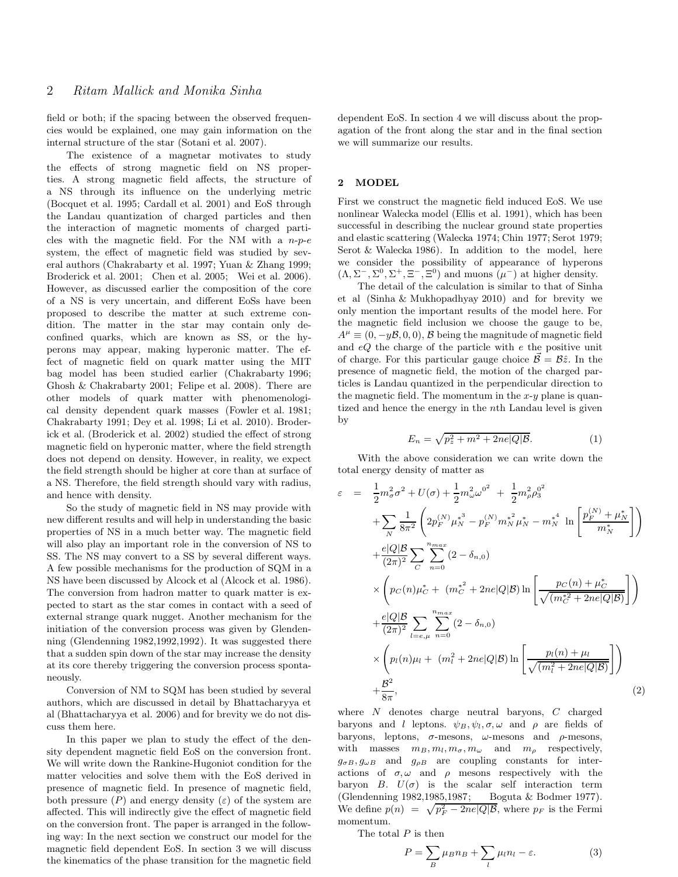field or both; if the spacing between the observed frequencies would be explained, one may gain information on the internal structure of the star (Sotani et al. 2007).

The existence of a magnetar motivates to study the effects of strong magnetic field on NS properties. A strong magnetic field affects, the structure of a NS through its influence on the underlying metric (Bocquet et al. 1995; Cardall et al. 2001) and EoS through the Landau quantization of charged particles and then the interaction of magnetic moments of charged particles with the magnetic field. For the NM with a $n$-$p$-$e$ system, the effect of magnetic field was studied by several authors (Chakrabarty et al. 1997; Yuan & Zhang 1999; Broderick et al. 2001; Chen et al. 2005; Wei et al. 2006). However, as discussed earlier the composition of the core of a NS is very uncertain, and different EoSs have been proposed to describe the matter at such extreme condition. The matter in the star may contain only deconfined quarks, which are known as SS, or the hyperons may appear, making hyperonic matter. The effect of magnetic field on quark matter using the MIT bag model has been studied earlier (Chakrabarty 1996; Ghosh & Chakrabarty 2001; Felipe et al. 2008). There are other models of quark matter with phenomenological density dependent quark masses (Fowler et al. 1981; Chakrabarty 1991; Dey et al. 1998; Li et al. 2010). Broderick et al. (Broderick et al. 2002) studied the effect of strong magnetic field on hyperonic matter, where the field strength does not depend on density. However, in reality, we expect the field strength should be higher at core than at surface of a NS. Therefore, the field strength should vary with radius, and hence with density.

So the study of magnetic field in NS may provide with new different results and will help in understanding the basic properties of NS in a much better way. The magnetic field will also play an important role in the conversion of NS to SS. The NS may convert to a SS by several different ways. A few possible mechanisms for the production of SQM in a NS have been discussed by Alcock et al (Alcock et al. 1986). The conversion from hadron matter to quark matter is expected to start as the star comes in contact with a seed of external strange quark nugget. Another mechanism for the initiation of the conversion process was given by Glendenning (Glendenning 1982,1992,1992). It was suggested there that a sudden spin down of the star may increase the density at its core thereby triggering the conversion process spontaneously.

Conversion of NM to SQM has been studied by several authors, which are discussed in detail by Bhattacharyya et al (Bhattacharyya et al. 2006) and for brevity we do not discuss them here.

In this paper we plan to study the effect of the density dependent magnetic field EoS on the conversion front. We will write down the Rankine-Hugoniot condition for the matter velocities and solve them with the EoS derived in presence of magnetic field. In presence of magnetic field, both pressure ($P$) and energy density ($\varepsilon$) of the system are affected. This will indirectly give the effect of magnetic field on the conversion front. The paper is arranged in the following way: In the next section we construct our model for the magnetic field dependent EoS. In section 3 we will discuss the kinematics of the phase transition for the magnetic field dependent EoS. In section 4 we will discuss about the propagation of the front along the star and in the final section we will summarize our results.

## 2 MODEL

First we construct the magnetic field induced EoS. We use nonlinear Walecka model (Ellis et al. 1991), which has been successful in describing the nuclear ground state properties and elastic scattering (Walecka 1974; Chin 1977; Serot 1979; Serot & Walecka 1986). In addition to the model, here we consider the possibility of appearance of hyperons ($\Lambda, \Sigma^-, \Sigma^0, \Sigma^+, \Xi^-, \Xi^0$) and muons ($\mu^-$) at higher density.

The detail of the calculation is similar to that of Sinha et al (Sinha & Mukhopadhyay 2010) and for brevity we only mention the important results of the model here. For the magnetic field inclusion we choose the gauge to be, $A^\mu \equiv (0, -y\mathcal{B}, 0, 0)$, $\mathcal{B}$ being the magnitude of magnetic field and $eQ$ the charge of the particle with $e$ the positive unit of charge. For this particular gauge choice $\vec{\mathcal{B}} = \mathcal{B}\hat{z}$. In the presence of magnetic field, the motion of the charged particles is Landau quantized in the perpendicular direction to the magnetic field. The momentum in the $x$-$y$ plane is quantized and hence the energy in the $n$th Landau level is given by

$$E_n = \sqrt{p_z^2 + m^2 + 2ne|Q|\mathcal{B}}. \tag{1}$$

With the above consideration we can write down the total energy density of matter as

$$\begin{aligned}
\varepsilon \;=\;& \frac{1}{2}m_\sigma^2\sigma^2 + U(\sigma) + \frac{1}{2}m_\omega^2\omega^{0^2} \;+\; \frac{1}{2}m_\rho^2\rho_3^{0^2} \\
&+ \sum_N \frac{1}{8\pi^2}\left(2p_F^{(N)}\mu_N^{*^3} - p_F^{(N)}m_N^{*^2}\mu_N^* - m_N^{*^4}\,\ln\left[\frac{p_F^{(N)} + \mu_N^*}{m_N^*}\right]\right) \\
&+ \frac{e|Q|\mathcal{B}}{(2\pi)^2}\sum_C\sum_{n=0}^{n_{max}}(2-\delta_{n,0}) \\
&\times\left(p_C(n)\mu_C^* + \;(m_C^{*^2} + 2ne|Q|\mathcal{B})\ln\left[\frac{p_C(n) + \mu_C^*}{\sqrt{(m_C^{*^2} + 2ne|Q|\mathcal{B})}}\right]\right) \\
&+ \frac{e|Q|\mathcal{B}}{(2\pi)^2}\sum_{l=e,\mu}\sum_{n=0}^{n_{max}}(2-\delta_{n,0}) \\
&\times\left(p_l(n)\mu_l + \;(m_l^2 + 2ne|Q|\mathcal{B})\ln\left[\frac{p_l(n) + \mu_l}{\sqrt{(m_l^2 + 2ne|Q|\mathcal{B})}}\right]\right) \\
&+ \frac{\mathcal{B}^2}{8\pi},
\end{aligned} \tag{2}$$

where $N$ denotes charge neutral baryons, $C$ charged baryons and $l$ leptons. $\psi_B, \psi_l, \sigma, \omega$ and $\rho$ are fields of baryons, leptons, $\sigma$-mesons, $\omega$-mesons and $\rho$-mesons, with masses $m_B, m_l, m_\sigma, m_\omega$ and $m_\rho$ respectively, $g_{\sigma B}, g_{\omega B}$ and $g_{\rho B}$ are coupling constants for interactions of $\sigma, \omega$ and $\rho$ mesons respectively with the baryon $B$. $U(\sigma)$ is the scalar self interaction term (Glendenning 1982,1985,1987; Boguta & Bodmer 1977). We define $p(n) = \sqrt{p_F^2 - 2ne|Q|\mathcal{B}}$, where $p_F$ is the Fermi momentum.

The total $P$ is then

$$P = \sum_B \mu_B n_B + \sum_l \mu_l n_l - \varepsilon. \tag{3}$$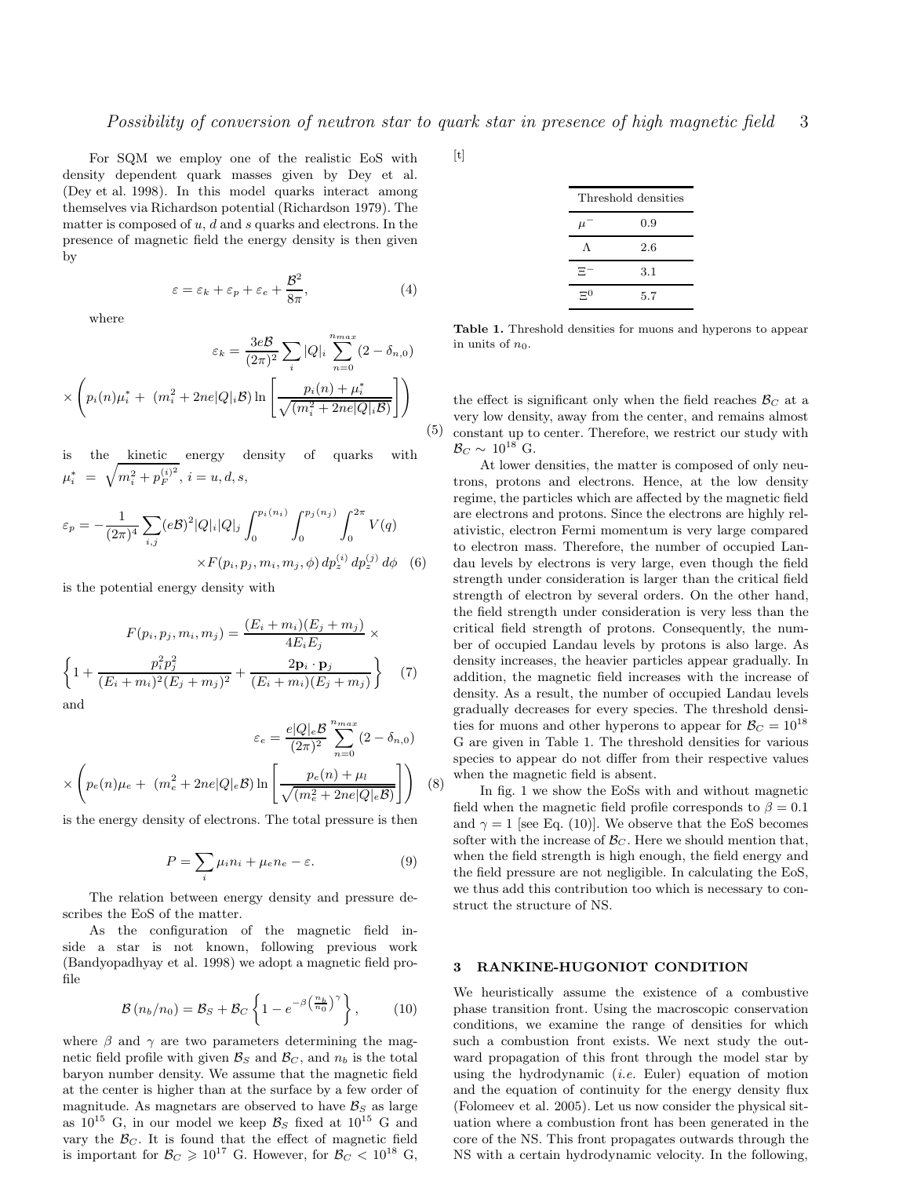For SQM we employ one of the realistic EoS with density dependent quark masses given by Dey et al. (Dey et al. 1998). In this model quarks interact among themselves via Richardson potential (Richardson 1979). The matter is composed of $u$, $d$ and $s$ quarks and electrons. In the presence of magnetic field the energy density is then given by

$$\varepsilon = \varepsilon_k + \varepsilon_p + \varepsilon_e + \frac{\mathcal{B}^2}{8\pi}, \tag{4}$$

where

$$\varepsilon_k = \frac{3e\mathcal{B}}{(2\pi)^2} \sum_i |Q|_i \sum_{n=0}^{n_{max}} (2-\delta_{n,0}) \times \left( p_i(n)\mu_i^* + \ (m_i^2 + 2ne|Q|_i\mathcal{B}) \ln \left[ \frac{p_i(n) + \mu_i^*}{\sqrt{(m_i^2 + 2ne|Q|_i\mathcal{B})}} \right] \right) \tag{5}$$

is the kinetic energy density of quarks with $\mu_i^* = \sqrt{m_i^2 + p_F^{(i)^2}}$, $i = u, d, s$,

$$\varepsilon_p = -\frac{1}{(2\pi)^4} \sum_{i,j} (e\mathcal{B})^2 |Q|_i |Q|_j \int_0^{p_i(n_i)} \int_0^{p_j(n_j)} \int_0^{2\pi} V(q) \times F(p_i, p_j, m_i, m_j, \phi)\, dp_z^{(i)}\, dp_z^{(j)}\, d\phi \tag{6}$$

is the potential energy density with

$$F(p_i, p_j, m_i, m_j) = \frac{(E_i + m_i)(E_j + m_j)}{4E_iE_j} \times \left\{ 1 + \frac{p_i^2 p_j^2}{(E_i + m_i)^2 (E_j + m_j)^2} + \frac{2\mathbf{p}_i \cdot \mathbf{p}_j}{(E_i + m_i)(E_j + m_j)} \right\} \tag{7}$$

and

$$\varepsilon_e = \frac{e|Q|_e\mathcal{B}}{(2\pi)^2} \sum_{n=0}^{n_{max}} (2-\delta_{n,0}) \times \left( p_e(n)\mu_e + \ (m_e^2 + 2ne|Q|_e\mathcal{B}) \ln \left[ \frac{p_e(n) + \mu_l}{\sqrt{(m_e^2 + 2ne|Q|_e\mathcal{B})}} \right] \right) \tag{8}$$

is the energy density of electrons. The total pressure is then

$$P = \sum_i \mu_i n_i + \mu_e n_e - \varepsilon. \tag{9}$$

The relation between energy density and pressure describes the EoS of the matter.

As the configuration of the magnetic field inside a star is not known, following previous work (Bandyopadhyay et al. 1998) we adopt a magnetic field profile

$$\mathcal{B}\,(n_b/n_0) = \mathcal{B}_S + \mathcal{B}_C \left\{ 1 - e^{-\beta \left( \frac{n_b}{n_0} \right)^{\gamma}} \right\}, \tag{10}$$

where $\beta$ and $\gamma$ are two parameters determining the magnetic field profile with given $\mathcal{B}_S$ and $\mathcal{B}_C$, and $n_b$ is the total baryon number density. We assume that the magnetic field at the center is higher than at the surface by a few order of magnitude. As magnetars are observed to have $\mathcal{B}_S$ as large as $10^{15}$ G, in our model we keep $\mathcal{B}_S$ fixed at $10^{15}$ G and vary the $\mathcal{B}_C$. It is found that the effect of magnetic field is important for $\mathcal{B}_C \geqslant 10^{17}$ G. However, for $\mathcal{B}_C < 10^{18}$ G, the effect is significant only when the field reaches $\mathcal{B}_C$ at a very low density, away from the center, and remains almost constant up to center. Therefore, we restrict our study with $\mathcal{B}_C \sim 10^{18}$ G.

At lower densities, the matter is composed of only neutrons, protons and electrons. Hence, at the low density regime, the particles which are affected by the magnetic field are electrons and protons. Since the electrons are highly relativistic, electron Fermi momentum is very large compared to electron mass. Therefore, the number of occupied Landau levels by electrons is very large, even though the field strength under consideration is larger than the critical field strength of electron by several orders. On the other hand, the field strength under consideration is very less than the critical field strength of protons. Consequently, the number of occupied Landau levels by protons is also large. As density increases, the heavier particles appear gradually. In addition, the magnetic field increases with the increase of density. As a result, the number of occupied Landau levels gradually decreases for every species. The threshold densities for muons and other hyperons to appear for $\mathcal{B}_C = 10^{18}$ G are given in Table 1. The threshold densities for various species to appear do not differ from their respective values when the magnetic field is absent.

[t]

| Threshold densities | |
|---|---|
| $\mu^-$ | 0.9 |
| $\Lambda$ | 2.6 |
| $\Xi^-$ | 3.1 |
| $\Xi^0$ | 5.7 |

**Table 1.** Threshold densities for muons and hyperons to appear in units of $n_0$.

In fig. 1 we show the EoSs with and without magnetic field when the magnetic field profile corresponds to $\beta = 0.1$ and $\gamma = 1$ [see Eq. (10)]. We observe that the EoS becomes softer with the increase of $\mathcal{B}_C$. Here we should mention that, when the field strength is high enough, the field energy and the field pressure are not negligible. In calculating the EoS, we thus add this contribution too which is necessary to construct the structure of NS.

## 3 RANKINE-HUGONIOT CONDITION

We heuristically assume the existence of a combustive phase transition front. Using the macroscopic conservation conditions, we examine the range of densities for which such a combustion front exists. We next study the outward propagation of this front through the model star by using the hydrodynamic (*i.e.* Euler) equation of motion and the equation of continuity for the energy density flux (Folomeev et al. 2005). Let us now consider the physical situation where a combustion front has been generated in the core of the NS. This front propagates outwards through the NS with a certain hydrodynamic velocity. In the following,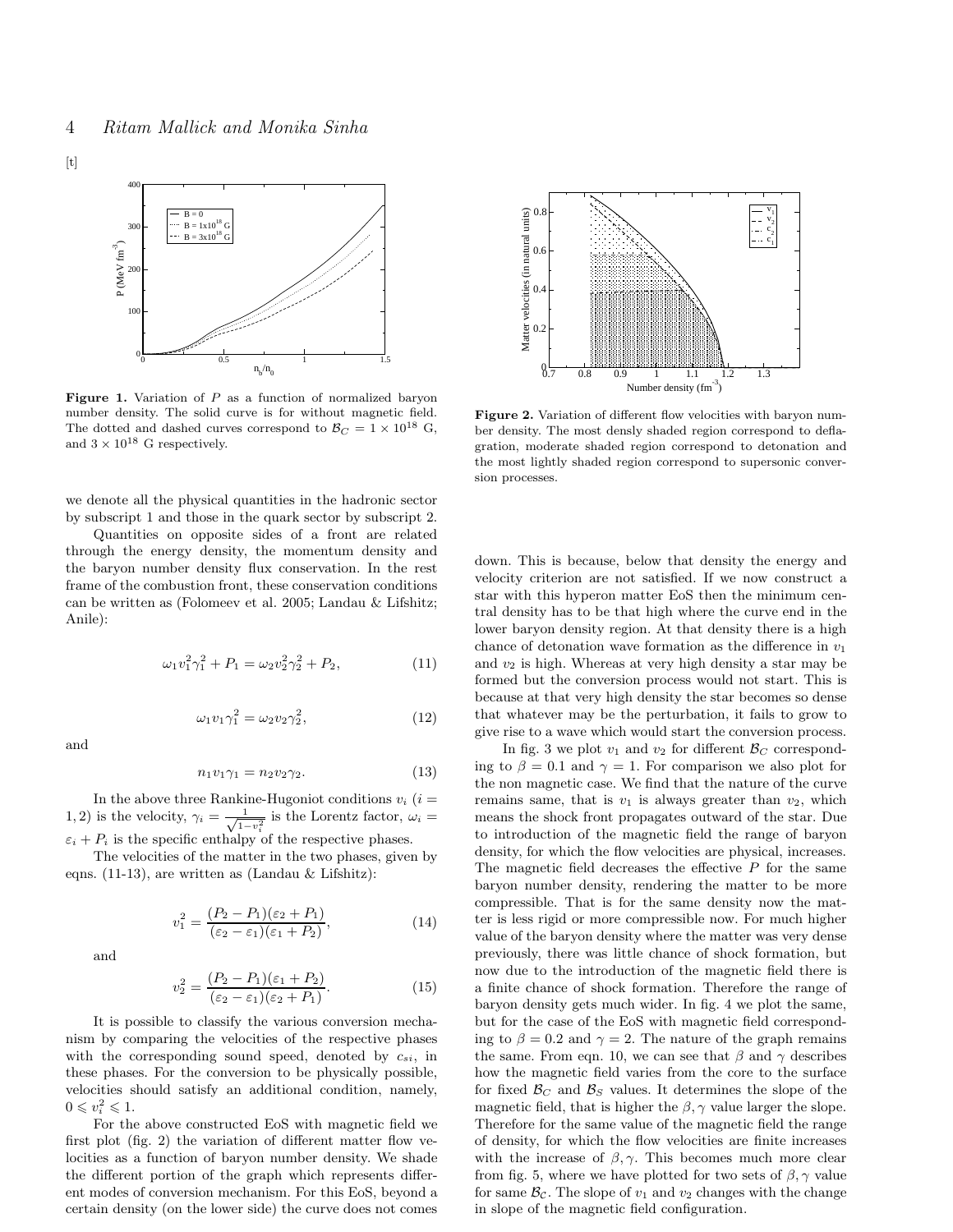[t]

P (MeV fm$^{-3}$)

n$_b$/n$_0$

B = 0

B = 1x10$^{18}$ G

B = 3x10$^{18}$ G

0

100

200

300

400

0

0.5

1

1.5

**Figure 1.** Variation of $P$ as a function of normalized baryon number density. The solid curve is for without magnetic field. The dotted and dashed curves correspond to $\mathcal{B}_C = 1 \times 10^{18}$ G, and $3 \times 10^{18}$ G respectively.

Matter velocities (in natural units)

Number density (fm$^{-3}$)

v$_1$

v$_2$

c$_2$

c$_1$

0

0.2

0.4

0.6

0.8

0.7

0.8

0.9

1

1.1

1.2

1.3

**Figure 2.** Variation of different flow velocities with baryon number density. The most densly shaded region correspond to deflagration, moderate shaded region correspond to detonation and the most lightly shaded region correspond to supersonic conversion processes.

we denote all the physical quantities in the hadronic sector by subscript 1 and those in the quark sector by subscript 2.

Quantities on opposite sides of a front are related through the energy density, the momentum density and the baryon number density flux conservation. In the rest frame of the combustion front, these conservation conditions can be written as (Folomeev et al. 2005; Landau & Lifshitz; Anile):

$$\omega_1 v_1^2 \gamma_1^2 + P_1 = \omega_2 v_2^2 \gamma_2^2 + P_2, \tag{11}$$

$$\omega_1 v_1 \gamma_1^2 = \omega_2 v_2 \gamma_2^2, \tag{12}$$

and

$$n_1 v_1 \gamma_1 = n_2 v_2 \gamma_2. \tag{13}$$

In the above three Rankine-Hugoniot conditions $v_i$ ($i = 1, 2$) is the velocity, $\gamma_i = \frac{1}{\sqrt{1-v_i^2}}$ is the Lorentz factor, $\omega_i = \varepsilon_i + P_i$ is the specific enthalpy of the respective phases.

The velocities of the matter in the two phases, given by eqns. (11-13), are written as (Landau & Lifshitz):

$$v_1^2 = \frac{(P_2 - P_1)(\varepsilon_2 + P_1)}{(\varepsilon_2 - \varepsilon_1)(\varepsilon_1 + P_2)}, \tag{14}$$

and

$$v_2^2 = \frac{(P_2 - P_1)(\varepsilon_1 + P_2)}{(\varepsilon_2 - \varepsilon_1)(\varepsilon_2 + P_1)}. \tag{15}$$

It is possible to classify the various conversion mechanism by comparing the velocities of the respective phases with the corresponding sound speed, denoted by $c_{si}$, in these phases. For the conversion to be physically possible, velocities should satisfy an additional condition, namely, $0 \leqslant v_i^2 \leqslant 1$.

For the above constructed EoS with magnetic field we first plot (fig. 2) the variation of different matter flow velocities as a function of baryon number density. We shade the different portion of the graph which represents different modes of conversion mechanism. For this EoS, beyond a certain density (on the lower side) the curve does not comes down. This is because, below that density the energy and velocity criterion are not satisfied. If we now construct a star with this hyperon matter EoS then the minimum central density has to be that high where the curve end in the lower baryon density region. At that density there is a high chance of detonation wave formation as the difference in $v_1$ and $v_2$ is high. Whereas at very high density a star may be formed but the conversion process would not start. This is because at that very high density the star becomes so dense that whatever may be the perturbation, it fails to grow to give rise to a wave which would start the conversion process.

In fig. 3 we plot $v_1$ and $v_2$ for different $\mathcal{B}_C$ corresponding to $\beta = 0.1$ and $\gamma = 1$. For comparison we also plot for the non magnetic case. We find that the nature of the curve remains same, that is $v_1$ is always greater than $v_2$, which means the shock front propagates outward of the star. Due to introduction of the magnetic field the range of baryon density, for which the flow velocities are physical, increases. The magnetic field decreases the effective $P$ for the same baryon number density, rendering the matter to be more compressible. That is for the same density now the matter is less rigid or more compressible now. For much higher value of the baryon density where the matter was very dense previously, there was little chance of shock formation, but now due to the introduction of the magnetic field there is a finite chance of shock formation. Therefore the range of baryon density gets much wider. In fig. 4 we plot the same, but for the case of the EoS with magnetic field corresponding to $\beta = 0.2$ and $\gamma = 2$. The nature of the graph remains the same. From eqn. 10, we can see that $\beta$ and $\gamma$ describes how the magnetic field varies from the core to the surface for fixed $\mathcal{B}_C$ and $\mathcal{B}_S$ values. It determines the slope of the magnetic field, that is higher the $\beta, \gamma$ value larger the slope. Therefore for the same value of the magnetic field the range of density, for which the flow velocities are finite increases with the increase of $\beta, \gamma$. This becomes much more clear from fig. 5, where we have plotted for two sets of $\beta, \gamma$ value for same $\mathcal{B}_C$. The slope of $v_1$ and $v_2$ changes with the change in slope of the magnetic field configuration.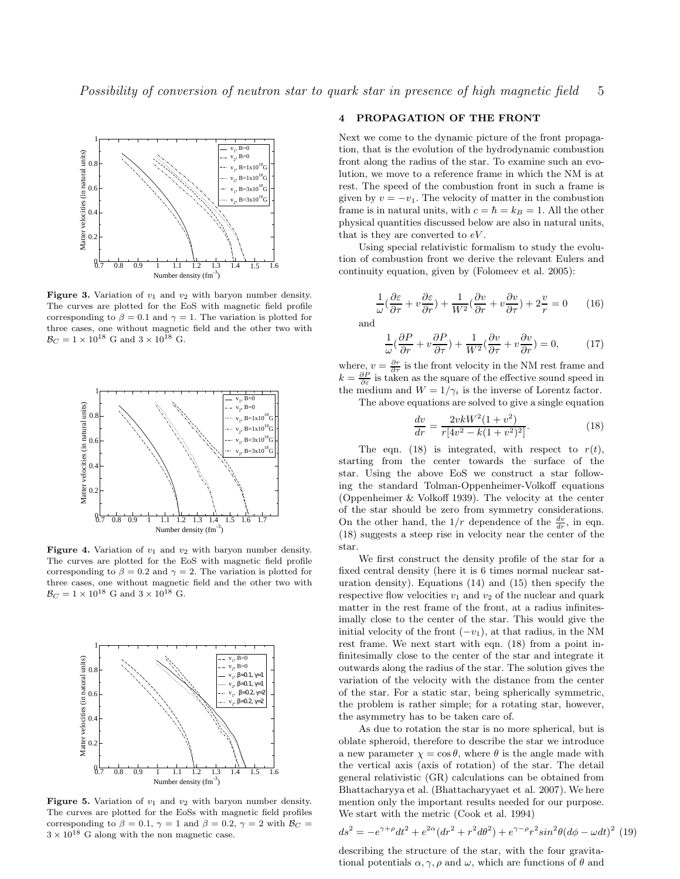1

0.8

0.6

0.4

0.2

0

0.7 0.8 0.9 1 1.1 1.2 1.3 1.4 1.5 1.6

Matter velocities (in natural units)

Number density (fm$^{-3}$)

$v_1$, B=0

$v_2$, B=0

$v_1$, B=1x10$^{18}$G

$v_2$, B=1x10$^{18}$G

$v_1$, B=3x10$^{18}$G

$v_2$, B=3x10$^{18}$G

**Figure 3.** Variation of $v_1$ and $v_2$ with baryon number density. The curves are plotted for the EoS with magnetic field profile corresponding to $\beta = 0.1$ and $\gamma = 1$. The variation is plotted for three cases, one without magnetic field and the other two with $\mathcal{B}_C = 1 \times 10^{18}$ G and $3 \times 10^{18}$ G.

1

0.8

0.6

0.4

0.2

0

0.7 0.8 0.9 1 1.1 1.2 1.3 1.4 1.5 1.6 1.7

Matter velocities (in natural units)

Number density (fm$^{-3}$)

$v_1$, B=0

$v_2$, B=0

$v_1$, B=1x10$^{18}$G

$v_2$, B=1x10$^{18}$G

$v_1$, B=3x10$^{18}$G

$v_2$, B=3x10$^{18}$G

**Figure 4.** Variation of $v_1$ and $v_2$ with baryon number density. The curves are plotted for the EoS with magnetic field profile corresponding to $\beta = 0.2$ and $\gamma = 2$. The variation is plotted for three cases, one without magnetic field and the other two with $\mathcal{B}_C = 1 \times 10^{18}$ G and $3 \times 10^{18}$ G.

1

0.8

0.6

0.4

0.2

0

0.7 0.8 0.9 1 1.1 1.2 1.3 1.4 1.5 1.6

Matter velocities (in natural units)

Number density (fm$^{-3}$)

$v_1$, B=0

$v_2$, B=0

$v_1$, β=0.1, γ=1

$v_2$, β=0.1, γ=1

$v_1$, β=0.2, γ=2

$v_2$, β=0.2, γ=2

**Figure 5.** Variation of $v_1$ and $v_2$ with baryon number density. The curves are plotted for the EoSs with magnetic field profiles corresponding to $\beta = 0.1$, $\gamma = 1$ and $\beta = 0.2$, $\gamma = 2$ with $\mathcal{B}_C = 3 \times 10^{18}$ G along with the non magnetic case.

## 4 PROPAGATION OF THE FRONT

Next we come to the dynamic picture of the front propagation, that is the evolution of the hydrodynamic combustion front along the radius of the star. To examine such an evolution, we move to a reference frame in which the NM is at rest. The speed of the combustion front in such a frame is given by $v = -v_1$. The velocity of matter in the combustion frame is in natural units, with $c = \hbar = k_B = 1$. All the other physical quantities discussed below are also in natural units, that is they are converted to $eV$.

Using special relativistic formalism to study the evolution of combustion front we derive the relevant Eulers and continuity equation, given by (Folomeev et al. 2005):

$$\frac{1}{\omega}(\frac{\partial \varepsilon}{\partial \tau} + v\frac{\partial \varepsilon}{\partial r}) + \frac{1}{W^2}(\frac{\partial v}{\partial r} + v\frac{\partial v}{\partial \tau}) + 2\frac{v}{r} = 0 \qquad (16)$$

and

$$\frac{1}{\omega}(\frac{\partial P}{\partial r} + v\frac{\partial P}{\partial \tau}) + \frac{1}{W^2}(\frac{\partial v}{\partial \tau} + v\frac{\partial v}{\partial r}) = 0, \qquad (17)$$

where, $v = \frac{\partial r}{\partial \tau}$ is the front velocity in the NM rest frame and $k = \frac{\partial P}{\partial \varepsilon}$ is taken as the square of the effective sound speed in the medium and $W = 1/\gamma_i$ is the inverse of Lorentz factor.

The above equations are solved to give a single equation

$$\frac{dv}{dr} = \frac{2vkW^2(1+v^2)}{r[4v^2 - k(1+v^2)^2]}. \qquad (18)$$

The eqn. (18) is integrated, with respect to $r(t)$, starting from the center towards the surface of the star. Using the above EoS we construct a star following the standard Tolman-Oppenheimer-Volkoff equations (Oppenheimer & Volkoff 1939). The velocity at the center of the star should be zero from symmetry considerations. On the other hand, the $1/r$ dependence of the $\frac{dv}{dr}$, in eqn. (18) suggests a steep rise in velocity near the center of the star.

We first construct the density profile of the star for a fixed central density (here it is 6 times normal nuclear saturation density). Equations (14) and (15) then specify the respective flow velocities $v_1$ and $v_2$ of the nuclear and quark matter in the rest frame of the front, at a radius infinitesimally close to the center of the star. This would give the initial velocity of the front ($-v_1$), at that radius, in the NM rest frame. We next start with eqn. (18) from a point infinitesimally close to the center of the star and integrate it outwards along the radius of the star. The solution gives the variation of the velocity with the distance from the center of the star. For a static star, being spherically symmetric, the problem is rather simple; for a rotating star, however, the asymmetry has to be taken care of.

As due to rotation the star is no more spherical, but is oblate spheroid, therefore to describe the star we introduce a new parameter $\chi = \cos\theta$, where $\theta$ is the angle made with the vertical axis (axis of rotation) of the star. The detail general relativistic (GR) calculations can be obtained from Bhattacharyya et al. (Bhattacharyyaet al. 2007). We here mention only the important results needed for our purpose. We start with the metric (Cook et al. 1994)

$$ds^2 = -e^{\gamma+\rho}dt^2 + e^{2\alpha}(dr^2 + r^2 d\theta^2) + e^{\gamma-\rho}r^2 sin^2\theta(d\phi - \omega dt)^2 \quad (19)$$

describing the structure of the star, with the four gravitational potentials $\alpha, \gamma, \rho$ and $\omega$, which are functions of $\theta$ and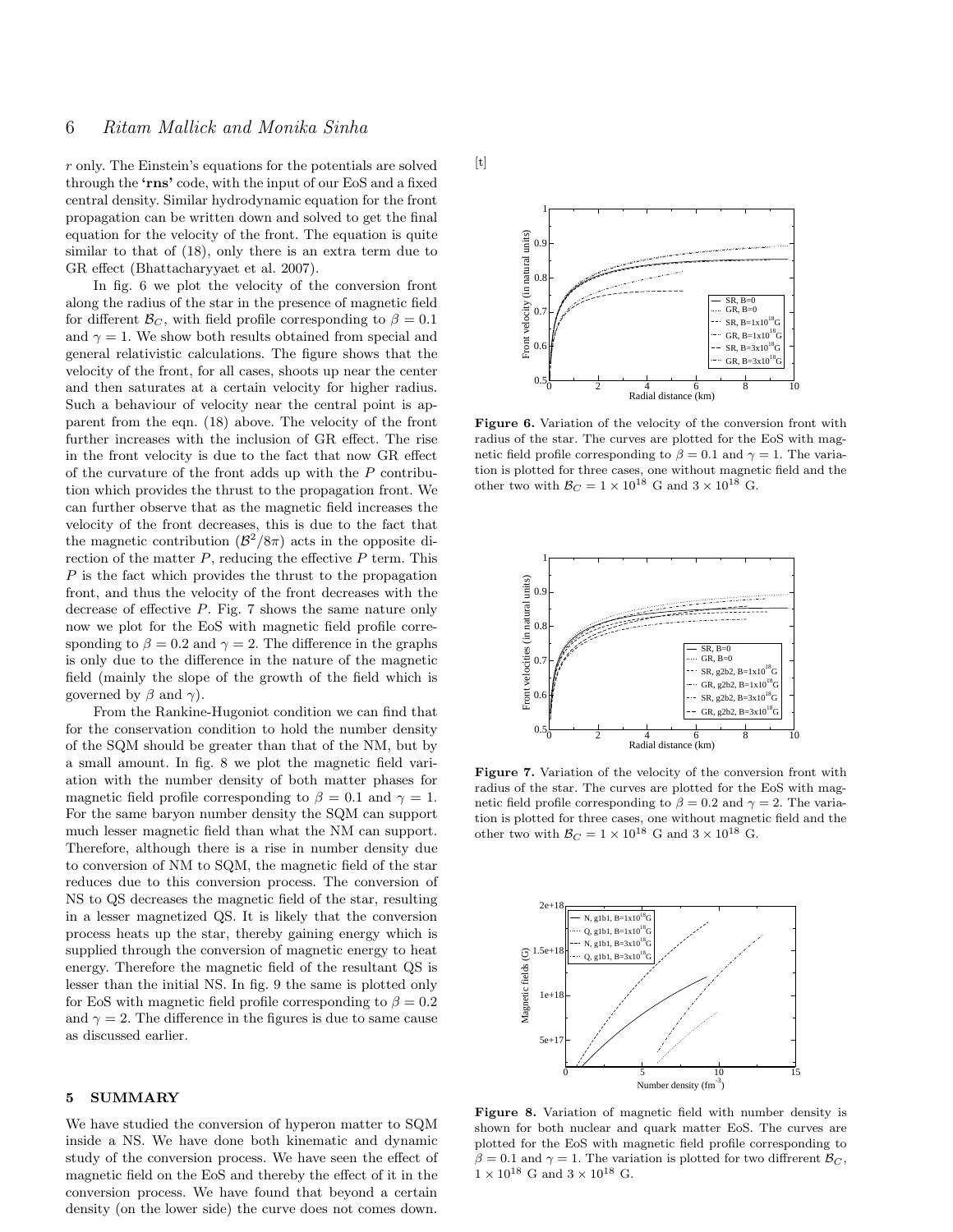$r$ only. The Einstein's equations for the potentials are solved through the **'rns'** code, with the input of our EoS and a fixed central density. Similar hydrodynamic equation for the front propagation can be written down and solved to get the final equation for the velocity of the front. The equation is quite similar to that of (18), only there is an extra term due to GR effect (Bhattacharyyaet et al. 2007).

In fig. 6 we plot the velocity of the conversion front along the radius of the star in the presence of magnetic field for different $\mathcal{B}_C$, with field profile corresponding to $\beta = 0.1$ and $\gamma = 1$. We show both results obtained from special and general relativistic calculations. The figure shows that the velocity of the front, for all cases, shoots up near the center and then saturates at a certain velocity for higher radius. Such a behaviour of velocity near the central point is apparent from the eqn. (18) above. The velocity of the front further increases with the inclusion of GR effect. The rise in the front velocity is due to the fact that now GR effect of the curvature of the front adds up with the $P$ contribution which provides the thrust to the propagation front. We can further observe that as the magnetic field increases the velocity of the front decreases, this is due to the fact that the magnetic contribution ($\mathcal{B}^2/8\pi$) acts in the opposite direction of the matter $P$, reducing the effective $P$ term. This $P$ is the fact which provides the thrust to the propagation front, and thus the velocity of the front decreases with the decrease of effective $P$. Fig. 7 shows the same nature only now we plot for the EoS with magnetic field profile corresponding to $\beta = 0.2$ and $\gamma = 2$. The difference in the graphs is only due to the difference in the nature of the magnetic field (mainly the slope of the growth of the field which is governed by $\beta$ and $\gamma$).

From the Rankine-Hugoniot condition we can find that for the conservation condition to hold the number density of the SQM should be greater than that of the NM, but by a small amount. In fig. 8 we plot the magnetic field variation with the number density of both matter phases for magnetic field profile corresponding to $\beta = 0.1$ and $\gamma = 1$. For the same baryon number density the SQM can support much lesser magnetic field than what the NM can support. Therefore, although there is a rise in number density due to conversion of NM to SQM, the magnetic field of the star reduces due to this conversion process. The conversion of NS to QS decreases the magnetic field of the star, resulting in a lesser magnetized QS. It is likely that the conversion process heats up the star, thereby gaining energy which is supplied through the conversion of magnetic energy to heat energy. Therefore the magnetic field of the resultant QS is lesser than the initial NS. In fig. 9 the same is plotted only for EoS with magnetic field profile corresponding to $\beta = 0.2$ and $\gamma = 2$. The difference in the figures is due to same cause as discussed earlier.

## 5 SUMMARY

We have studied the conversion of hyperon matter to SQM inside a NS. We have done both kinematic and dynamic study of the conversion process. We have seen the effect of magnetic field on the EoS and thereby the effect of it in the conversion process. We have found that beyond a certain density (on the lower side) the curve does not comes down.

[t]

Front velocity (in natural units)
Radial distance (km)
SR, B=0
GR, B=0
SR, B=1x10^18 G
GR, B=1x10^18 G
SR, B=3x10^18 G
GR, B=3x10^18 G

**Figure 6.** Variation of the velocity of the conversion front with radius of the star. The curves are plotted for the EoS with magnetic field profile corresponding to $\beta = 0.1$ and $\gamma = 1$. The variation is plotted for three cases, one without magnetic field and the other two with $\mathcal{B}_C = 1 \times 10^{18}$ G and $3 \times 10^{18}$ G.

Front velocities (in natural units)
Radial distance (km)
SR, B=0
GR, B=0
SR, g2b2, B=1x10^18 G
GR, g2b2, B=1x10^18 G
SR, g2b2, B=3x10^18 G
GR, g2b2, B=3x10^18 G

**Figure 7.** Variation of the velocity of the conversion front with radius of the star. The curves are plotted for the EoS with magnetic field profile corresponding to $\beta = 0.2$ and $\gamma = 2$. The variation is plotted for three cases, one without magnetic field and the other two with $\mathcal{B}_C = 1 \times 10^{18}$ G and $3 \times 10^{18}$ G.

Magnetic fields (G)
Number density (fm^-3)
N, g1b1, B=1x10^18 G
Q, g1b1, B=1x10^18 G
N, g1b1, B=3x10^18 G
Q, g1b1, B=3x10^18 G

**Figure 8.** Variation of magnetic field with number density is shown for both nuclear and quark matter EoS. The curves are plotted for the EoS with magnetic field profile corresponding to $\beta = 0.1$ and $\gamma = 1$. The variation is plotted for two diffrerent $\mathcal{B}_C$, $1 \times 10^{18}$ G and $3 \times 10^{18}$ G.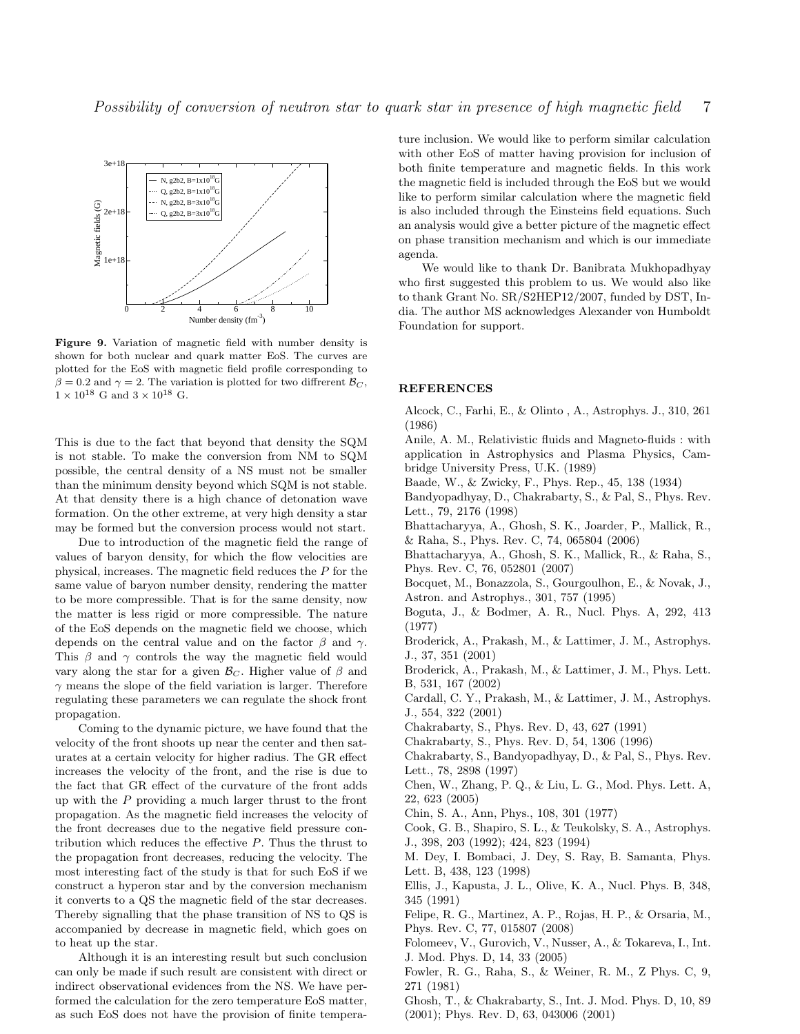3e+18

2e+18

1e+18

Magnetic fields (G)

0 2 4 6 8 10

Number density ($fm^{-3}$)

N, g2b2, B=1x10$^{18}$G

Q, g2b2, B=1x10$^{18}$G

N, g2b2, B=3x10$^{18}$G

Q, g2b2, B=3x10$^{18}$G

**Figure 9.** Variation of magnetic field with number density is shown for both nuclear and quark matter EoS. The curves are plotted for the EoS with magnetic field profile corresponding to $\beta = 0.2$ and $\gamma = 2$. The variation is plotted for two diffrerent $\mathcal{B}_C$, $1 \times 10^{18}$ G and $3 \times 10^{18}$ G.

This is due to the fact that beyond that density the SQM is not stable. To make the conversion from NM to SQM possible, the central density of a NS must not be smaller than the minimum density beyond which SQM is not stable. At that density there is a high chance of detonation wave formation. On the other extreme, at very high density a star may be formed but the conversion process would not start.

Due to introduction of the magnetic field the range of values of baryon density, for which the flow velocities are physical, increases. The magnetic field reduces the $P$ for the same value of baryon number density, rendering the matter to be more compressible. That is for the same density, now the matter is less rigid or more compressible. The nature of the EoS depends on the magnetic field we choose, which depends on the central value and on the factor $\beta$ and $\gamma$. This $\beta$ and $\gamma$ controls the way the magnetic field would vary along the star for a given $\mathcal{B}_C$. Higher value of $\beta$ and $\gamma$ means the slope of the field variation is larger. Therefore regulating these parameters we can regulate the shock front propagation.

Coming to the dynamic picture, we have found that the velocity of the front shoots up near the center and then saturates at a certain velocity for higher radius. The GR effect increases the velocity of the front, and the rise is due to the fact that GR effect of the curvature of the front adds up with the $P$ providing a much larger thrust to the front propagation. As the magnetic field increases the velocity of the front decreases due to the negative field pressure contribution which reduces the effective $P$. Thus the thrust to the propagation front decreases, reducing the velocity. The most interesting fact of the study is that for such EoS if we construct a hyperon star and by the conversion mechanism it converts to a QS the magnetic field of the star decreases. Thereby signalling that the phase transition of NS to QS is accompanied by decrease in magnetic field, which goes on to heat up the star.

Although it is an interesting result but such conclusion can only be made if such result are consistent with direct or indirect observational evidences from the NS. We have performed the calculation for the zero temperature EoS matter, as such EoS does not have the provision of finite temperature inclusion. We would like to perform similar calculation with other EoS of matter having provision for inclusion of both finite temperature and magnetic fields. In this work the magnetic field is included through the EoS but we would like to perform similar calculation where the magnetic field is also included through the Einsteins field equations. Such an analysis would give a better picture of the magnetic effect on phase transition mechanism and which is our immediate agenda.

We would like to thank Dr. Banibrata Mukhopadhyay who first suggested this problem to us. We would also like to thank Grant No. SR/S2HEP12/2007, funded by DST, India. The author MS acknowledges Alexander von Humboldt Foundation for support.

## REFERENCES

Alcock, C., Farhi, E., & Olinto , A., Astrophys. J., 310, 261 (1986)

Anile, A. M., Relativistic fluids and Magneto-fluids : with application in Astrophysics and Plasma Physics, Cambridge University Press, U.K. (1989)

Baade, W., & Zwicky, F., Phys. Rep., 45, 138 (1934)

Bandyopadhyay, D., Chakrabarty, S., & Pal, S., Phys. Rev. Lett., 79, 2176 (1998)

Bhattacharyya, A., Ghosh, S. K., Joarder, P., Mallick, R., & Raha, S., Phys. Rev. C, 74, 065804 (2006)

Bhattacharyya, A., Ghosh, S. K., Mallick, R., & Raha, S., Phys. Rev. C, 76, 052801 (2007)

Bocquet, M., Bonazzola, S., Gourgoulhon, E., & Novak, J., Astron. and Astrophys., 301, 757 (1995)

Boguta, J., & Bodmer, A. R., Nucl. Phys. A, 292, 413 (1977)

Broderick, A., Prakash, M., & Lattimer, J. M., Astrophys. J., 37, 351 (2001)

Broderick, A., Prakash, M., & Lattimer, J. M., Phys. Lett. B, 531, 167 (2002)

Cardall, C. Y., Prakash, M., & Lattimer, J. M., Astrophys. J., 554, 322 (2001)

Chakrabarty, S., Phys. Rev. D, 43, 627 (1991)

Chakrabarty, S., Phys. Rev. D, 54, 1306 (1996)

Chakrabarty, S., Bandyopadhyay, D., & Pal, S., Phys. Rev. Lett., 78, 2898 (1997)

Chen, W., Zhang, P. Q., & Liu, L. G., Mod. Phys. Lett. A, 22, 623 (2005)

Chin, S. A., Ann, Phys., 108, 301 (1977)

Cook, G. B., Shapiro, S. L., & Teukolsky, S. A., Astrophys. J., 398, 203 (1992); 424, 823 (1994)

M. Dey, I. Bombaci, J. Dey, S. Ray, B. Samanta, Phys. Lett. B, 438, 123 (1998)

Ellis, J., Kapusta, J. L., Olive, K. A., Nucl. Phys. B, 348, 345 (1991)

Felipe, R. G., Martinez, A. P., Rojas, H. P., & Orsaria, M., Phys. Rev. C, 77, 015807 (2008)

Folomeev, V., Gurovich, V., Nusser, A., & Tokareva, I., Int. J. Mod. Phys. D, 14, 33 (2005)

Fowler, R. G., Raha, S., & Weiner, R. M., Z Phys. C, 9, 271 (1981)

Ghosh, T., & Chakrabarty, S., Int. J. Mod. Phys. D, 10, 89 (2001); Phys. Rev. D, 63, 043006 (2001)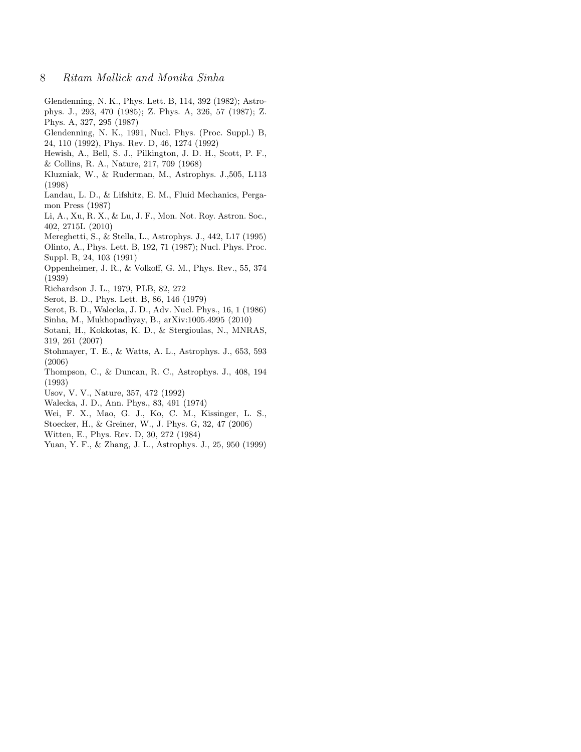Glendenning, N. K., Phys. Lett. B, 114, 392 (1982); Astrophys. J., 293, 470 (1985); Z. Phys. A, 326, 57 (1987); Z. Phys. A, 327, 295 (1987)

Glendenning, N. K., 1991, Nucl. Phys. (Proc. Suppl.) B, 24, 110 (1992), Phys. Rev. D, 46, 1274 (1992)

Hewish, A., Bell, S. J., Pilkington, J. D. H., Scott, P. F., & Collins, R. A., Nature, 217, 709 (1968)

Kluzniak, W., & Ruderman, M., Astrophys. J.,505, L113 (1998)

Landau, L. D., & Lifshitz, E. M., Fluid Mechanics, Pergamon Press (1987)

Li, A., Xu, R. X., & Lu, J. F., Mon. Not. Roy. Astron. Soc., 402, 2715L (2010)

Mereghetti, S., & Stella, L., Astrophys. J., 442, L17 (1995)

Olinto, A., Phys. Lett. B, 192, 71 (1987); Nucl. Phys. Proc. Suppl. B, 24, 103 (1991)

Oppenheimer, J. R., & Volkoff, G. M., Phys. Rev., 55, 374 (1939)

Richardson J. L., 1979, PLB, 82, 272

Serot, B. D., Phys. Lett. B, 86, 146 (1979)

Serot, B. D., Walecka, J. D., Adv. Nucl. Phys., 16, 1 (1986)

Sinha, M., Mukhopadhyay, B., arXiv:1005.4995 (2010)

Sotani, H., Kokkotas, K. D., & Stergioulas, N., MNRAS, 319, 261 (2007)

Stohmayer, T. E., & Watts, A. L., Astrophys. J., 653, 593 (2006)

Thompson, C., & Duncan, R. C., Astrophys. J., 408, 194 (1993)

Usov, V. V., Nature, 357, 472 (1992)

Walecka, J. D., Ann. Phys., 83, 491 (1974)

Wei, F. X., Mao, G. J., Ko, C. M., Kissinger, L. S., Stoecker, H., & Greiner, W., J. Phys. G, 32, 47 (2006)

Witten, E., Phys. Rev. D, 30, 272 (1984)

Yuan, Y. F., & Zhang, J. L., Astrophys. J., 25, 950 (1999)